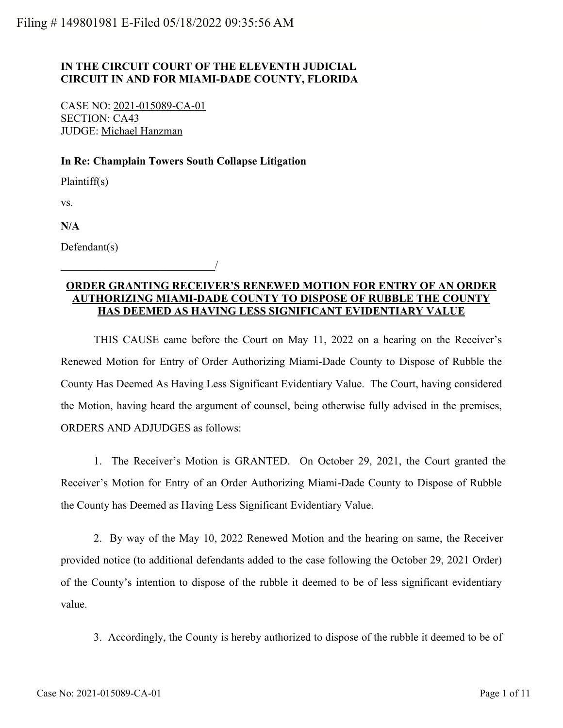Filing # 149801981 E-Filed 05/18/2022 09:35:56 AM

**IN THE CIRCUIT COURT OF THE ELEVENTH JUDICIAL CIRCUIT IN AND FOR MIAMI-DADE COUNTY, FLORIDA**

CASE NO: 2021-015089-CA-01
SECTION: CA43
JUDGE: Michael Hanzman

**In Re: Champlain Towers South Collapse Litigation**

Plaintiff(s)

vs.

**N/A**

Defendant(s)

____________________________/

**ORDER GRANTING RECEIVER'S RENEWED MOTION FOR ENTRY OF AN ORDER AUTHORIZING MIAMI-DADE COUNTY TO DISPOSE OF RUBBLE THE COUNTY HAS DEEMED AS HAVING LESS SIGNIFICANT EVIDENTIARY VALUE**

THIS CAUSE came before the Court on May 11, 2022 on a hearing on the Receiver's Renewed Motion for Entry of Order Authorizing Miami-Dade County to Dispose of Rubble the County Has Deemed As Having Less Significant Evidentiary Value. The Court, having considered the Motion, having heard the argument of counsel, being otherwise fully advised in the premises, ORDERS AND ADJUDGES as follows:

1. The Receiver's Motion is GRANTED. On October 29, 2021, the Court granted the Receiver's Motion for Entry of an Order Authorizing Miami-Dade County to Dispose of Rubble the County has Deemed as Having Less Significant Evidentiary Value.

2. By way of the May 10, 2022 Renewed Motion and the hearing on same, the Receiver provided notice (to additional defendants added to the case following the October 29, 2021 Order) of the County's intention to dispose of the rubble it deemed to be of less significant evidentiary value.

3. Accordingly, the County is hereby authorized to dispose of the rubble it deemed to be of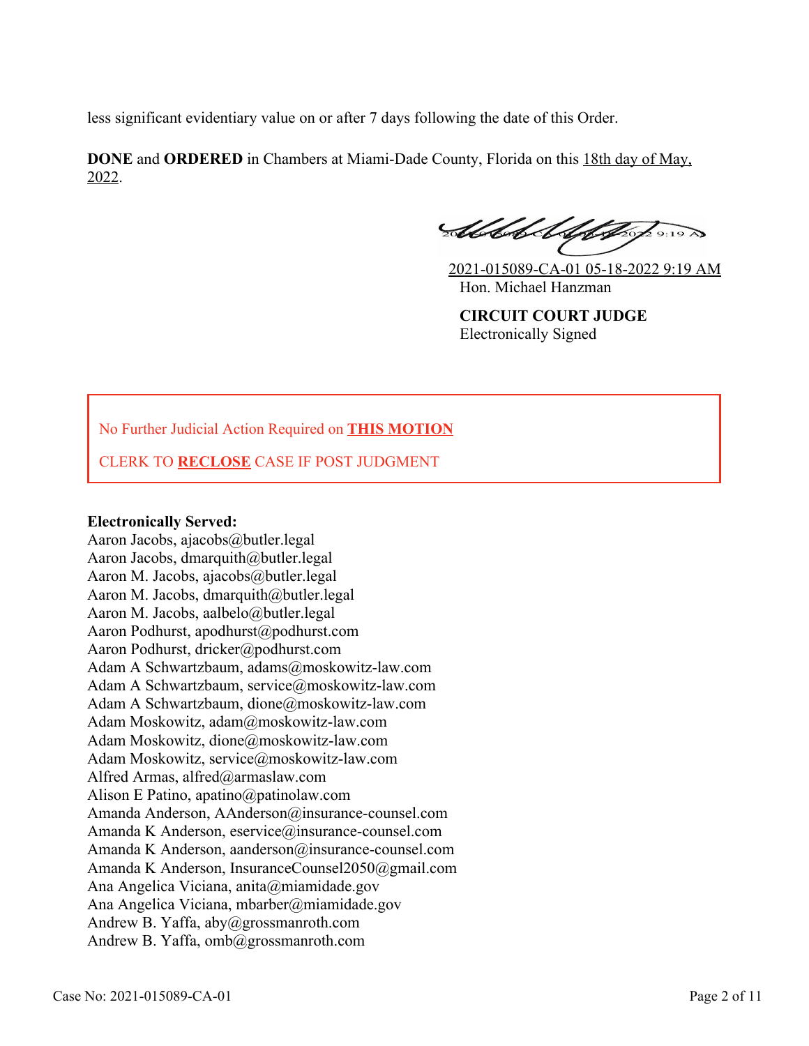less significant evidentiary value on or after 7 days following the date of this Order.

**DONE** and **ORDERED** in Chambers at Miami-Dade County, Florida on this 18th day of May, 2022.

2021-015089-CA-01 05-18-2022 9:19 AM
Hon. Michael Hanzman

**CIRCUIT COURT JUDGE**
Electronically Signed

No Further Judicial Action Required on **THIS MOTION**

CLERK TO **RECLOSE** CASE IF POST JUDGMENT

**Electronically Served:**
Aaron Jacobs, ajacobs@butler.legal
Aaron Jacobs, dmarquith@butler.legal
Aaron M. Jacobs, ajacobs@butler.legal
Aaron M. Jacobs, dmarquith@butler.legal
Aaron M. Jacobs, aalbelo@butler.legal
Aaron Podhurst, apodhurst@podhurst.com
Aaron Podhurst, dricker@podhurst.com
Adam A Schwartzbaum, adams@moskowitz-law.com
Adam A Schwartzbaum, service@moskowitz-law.com
Adam A Schwartzbaum, dione@moskowitz-law.com
Adam Moskowitz, adam@moskowitz-law.com
Adam Moskowitz, dione@moskowitz-law.com
Adam Moskowitz, service@moskowitz-law.com
Alfred Armas, alfred@armaslaw.com
Alison E Patino, apatino@patinolaw.com
Amanda Anderson, AAnderson@insurance-counsel.com
Amanda K Anderson, eservice@insurance-counsel.com
Amanda K Anderson, aanderson@insurance-counsel.com
Amanda K Anderson, InsuranceCounsel2050@gmail.com
Ana Angelica Viciana, anita@miamidade.gov
Ana Angelica Viciana, mbarber@miamidade.gov
Andrew B. Yaffa, aby@grossmanroth.com
Andrew B. Yaffa, omb@grossmanroth.com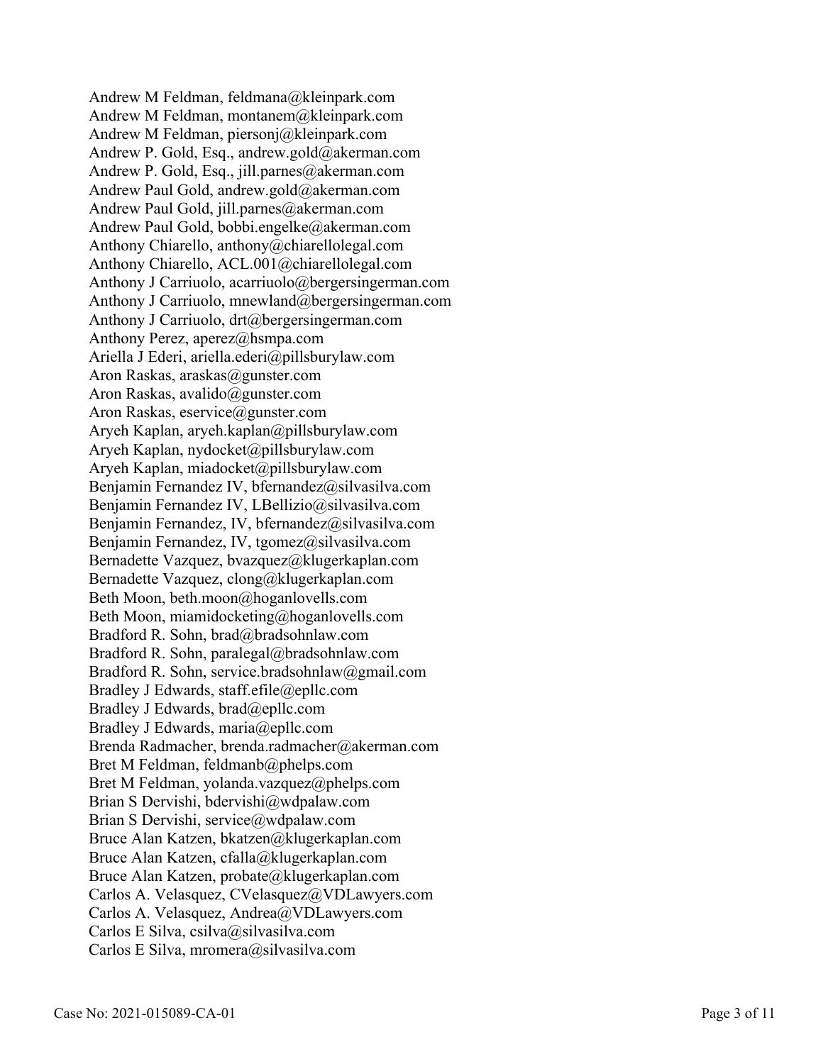Andrew M Feldman, feldmana@kleinpark.com
Andrew M Feldman, montanem@kleinpark.com
Andrew M Feldman, piersonj@kleinpark.com
Andrew P. Gold, Esq., andrew.gold@akerman.com
Andrew P. Gold, Esq., jill.parnes@akerman.com
Andrew Paul Gold, andrew.gold@akerman.com
Andrew Paul Gold, jill.parnes@akerman.com
Andrew Paul Gold, bobbi.engelke@akerman.com
Anthony Chiarello, anthony@chiarellolegal.com
Anthony Chiarello, ACL.001@chiarellolegal.com
Anthony J Carriuolo, acarriuolo@bergersingerman.com
Anthony J Carriuolo, mnewland@bergersingerman.com
Anthony J Carriuolo, drt@bergersingerman.com
Anthony Perez, aperez@hsmpa.com
Ariella J Ederi, ariella.ederi@pillsburylaw.com
Aron Raskas, araskas@gunster.com
Aron Raskas, avalido@gunster.com
Aron Raskas, eservice@gunster.com
Aryeh Kaplan, aryeh.kaplan@pillsburylaw.com
Aryeh Kaplan, nydocket@pillsburylaw.com
Aryeh Kaplan, miadocket@pillsburylaw.com
Benjamin Fernandez IV, bfernandez@silvasilva.com
Benjamin Fernandez IV, LBellizio@silvasilva.com
Benjamin Fernandez, IV, bfernandez@silvasilva.com
Benjamin Fernandez, IV, tgomez@silvasilva.com
Bernadette Vazquez, bvazquez@klugerkaplan.com
Bernadette Vazquez, clong@klugerkaplan.com
Beth Moon, beth.moon@hoganlovells.com
Beth Moon, miamidocketing@hoganlovells.com
Bradford R. Sohn, brad@bradsohnlaw.com
Bradford R. Sohn, paralegal@bradsohnlaw.com
Bradford R. Sohn, service.bradsohnlaw@gmail.com
Bradley J Edwards, staff.efile@epllc.com
Bradley J Edwards, brad@epllc.com
Bradley J Edwards, maria@epllc.com
Brenda Radmacher, brenda.radmacher@akerman.com
Bret M Feldman, feldmanb@phelps.com
Bret M Feldman, yolanda.vazquez@phelps.com
Brian S Dervishi, bdervishi@wdpalaw.com
Brian S Dervishi, service@wdpalaw.com
Bruce Alan Katzen, bkatzen@klugerkaplan.com
Bruce Alan Katzen, cfalla@klugerkaplan.com
Bruce Alan Katzen, probate@klugerkaplan.com
Carlos A. Velasquez, CVelasquez@VDLawyers.com
Carlos A. Velasquez, Andrea@VDLawyers.com
Carlos E Silva, csilva@silvasilva.com
Carlos E Silva, mromera@silvasilva.com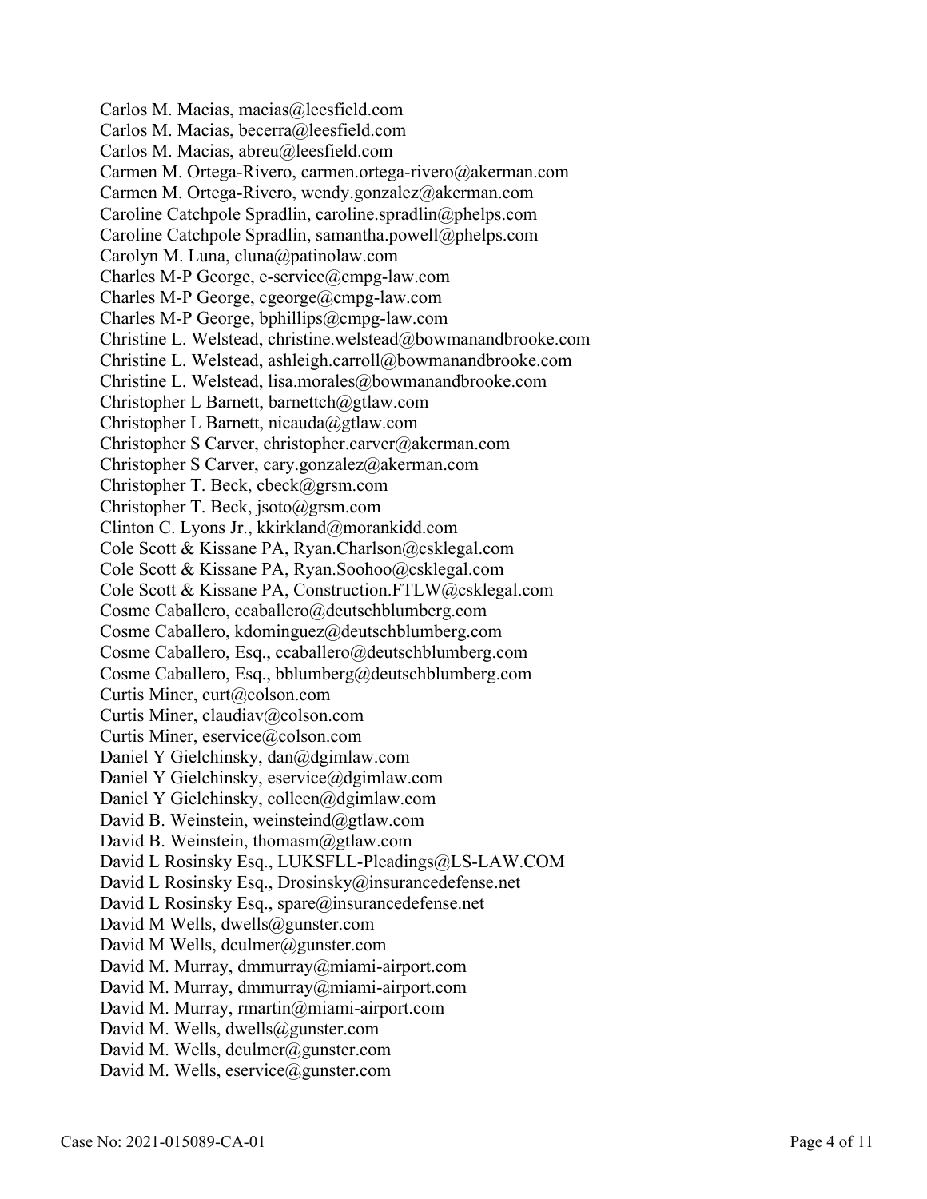Carlos M. Macias, macias@leesfield.com
Carlos M. Macias, becerra@leesfield.com
Carlos M. Macias, abreu@leesfield.com
Carmen M. Ortega-Rivero, carmen.ortega-rivero@akerman.com
Carmen M. Ortega-Rivero, wendy.gonzalez@akerman.com
Caroline Catchpole Spradlin, caroline.spradlin@phelps.com
Caroline Catchpole Spradlin, samantha.powell@phelps.com
Carolyn M. Luna, cluna@patinolaw.com
Charles M-P George, e-service@cmpg-law.com
Charles M-P George, cgeorge@cmpg-law.com
Charles M-P George, bphillips@cmpg-law.com
Christine L. Welstead, christine.welstead@bowmanandbrooke.com
Christine L. Welstead, ashleigh.carroll@bowmanandbrooke.com
Christine L. Welstead, lisa.morales@bowmanandbrooke.com
Christopher L Barnett, barnettch@gtlaw.com
Christopher L Barnett, nicauda@gtlaw.com
Christopher S Carver, christopher.carver@akerman.com
Christopher S Carver, cary.gonzalez@akerman.com
Christopher T. Beck, cbeck@grsm.com
Christopher T. Beck, jsoto@grsm.com
Clinton C. Lyons Jr., kkirkland@morankidd.com
Cole Scott & Kissane PA, Ryan.Charlson@csklegal.com
Cole Scott & Kissane PA, Ryan.Soohoo@csklegal.com
Cole Scott & Kissane PA, Construction.FTLW@csklegal.com
Cosme Caballero, ccaballero@deutschblumberg.com
Cosme Caballero, kdominguez@deutschblumberg.com
Cosme Caballero, Esq., ccaballero@deutschblumberg.com
Cosme Caballero, Esq., bblumberg@deutschblumberg.com
Curtis Miner, curt@colson.com
Curtis Miner, claudiav@colson.com
Curtis Miner, eservice@colson.com
Daniel Y Gielchinsky, dan@dgimlaw.com
Daniel Y Gielchinsky, eservice@dgimlaw.com
Daniel Y Gielchinsky, colleen@dgimlaw.com
David B. Weinstein, weinsteind@gtlaw.com
David B. Weinstein, thomasm@gtlaw.com
David L Rosinsky Esq., LUKSFLL-Pleadings@LS-LAW.COM
David L Rosinsky Esq., Drosinsky@insurancedefense.net
David L Rosinsky Esq., spare@insurancedefense.net
David M Wells, dwells@gunster.com
David M Wells, dculmer@gunster.com
David M. Murray, dmmurray@miami-airport.com
David M. Murray, dmmurray@miami-airport.com
David M. Murray, rmartin@miami-airport.com
David M. Wells, dwells@gunster.com
David M. Wells, dculmer@gunster.com
David M. Wells, eservice@gunster.com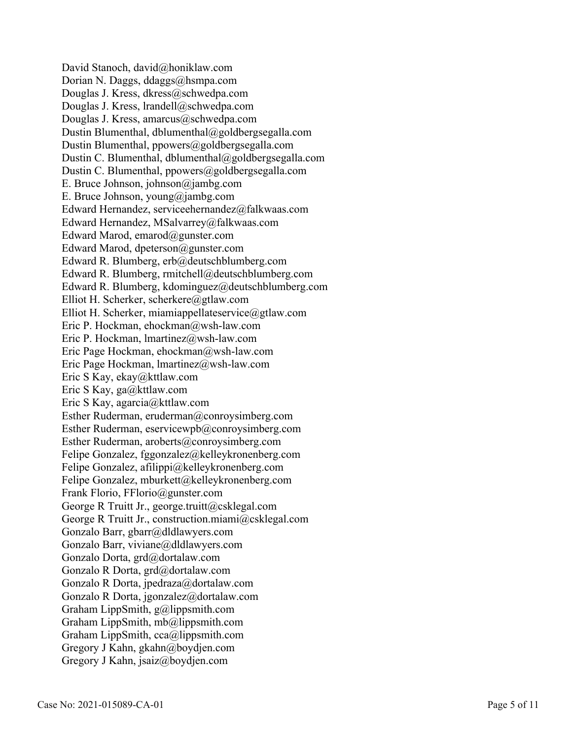David Stanoch, david@honiklaw.com
Dorian N. Daggs, ddaggs@hsmpa.com
Douglas J. Kress, dkress@schwedpa.com
Douglas J. Kress, lrandell@schwedpa.com
Douglas J. Kress, amarcus@schwedpa.com
Dustin Blumenthal, dblumenthal@goldbergsegalla.com
Dustin Blumenthal, ppowers@goldbergsegalla.com
Dustin C. Blumenthal, dblumenthal@goldbergsegalla.com
Dustin C. Blumenthal, ppowers@goldbergsegalla.com
E. Bruce Johnson, johnson@jambg.com
E. Bruce Johnson, young@jambg.com
Edward Hernandez, serviceehernandez@falkwaas.com
Edward Hernandez, MSalvarrey@falkwaas.com
Edward Marod, emarod@gunster.com
Edward Marod, dpeterson@gunster.com
Edward R. Blumberg, erb@deutschblumberg.com
Edward R. Blumberg, rmitchell@deutschblumberg.com
Edward R. Blumberg, kdominguez@deutschblumberg.com
Elliot H. Scherker, scherkere@gtlaw.com
Elliot H. Scherker, miamiappellateservice@gtlaw.com
Eric P. Hockman, ehockman@wsh-law.com
Eric P. Hockman, lmartinez@wsh-law.com
Eric Page Hockman, ehockman@wsh-law.com
Eric Page Hockman, lmartinez@wsh-law.com
Eric S Kay, ekay@kttlaw.com
Eric S Kay, ga@kttlaw.com
Eric S Kay, agarcia@kttlaw.com
Esther Ruderman, eruderman@conroysimberg.com
Esther Ruderman, eservicewpb@conroysimberg.com
Esther Ruderman, aroberts@conroysimberg.com
Felipe Gonzalez, fggonzalez@kelleykronenberg.com
Felipe Gonzalez, afilippi@kelleykronenberg.com
Felipe Gonzalez, mburkett@kelleykronenberg.com
Frank Florio, FFlorio@gunster.com
George R Truitt Jr., george.truitt@csklegal.com
George R Truitt Jr., construction.miami@csklegal.com
Gonzalo Barr, gbarr@dldlawyers.com
Gonzalo Barr, viviane@dldlawyers.com
Gonzalo Dorta, grd@dortalaw.com
Gonzalo R Dorta, grd@dortalaw.com
Gonzalo R Dorta, jpedraza@dortalaw.com
Gonzalo R Dorta, jgonzalez@dortalaw.com
Graham LippSmith, g@lippsmith.com
Graham LippSmith, mb@lippsmith.com
Graham LippSmith, cca@lippsmith.com
Gregory J Kahn, gkahn@boydjen.com
Gregory J Kahn, jsaiz@boydjen.com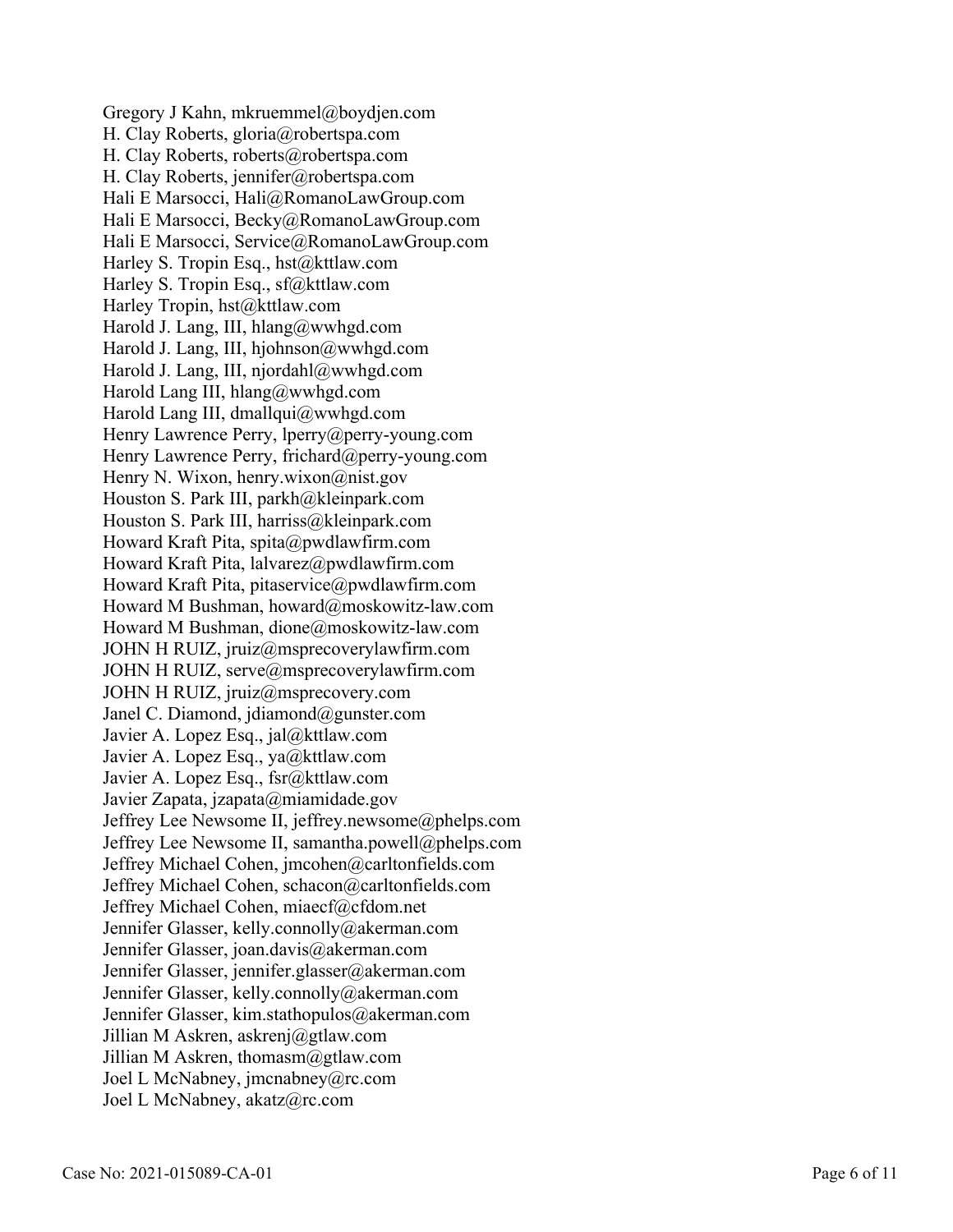Gregory J Kahn, mkruemmel@boydjen.com
H. Clay Roberts, gloria@robertspa.com
H. Clay Roberts, roberts@robertspa.com
H. Clay Roberts, jennifer@robertspa.com
Hali E Marsocci, Hali@RomanoLawGroup.com
Hali E Marsocci, Becky@RomanoLawGroup.com
Hali E Marsocci, Service@RomanoLawGroup.com
Harley S. Tropin Esq., hst@kttlaw.com
Harley S. Tropin Esq., sf@kttlaw.com
Harley Tropin, hst@kttlaw.com
Harold J. Lang, III, hlang@wwhgd.com
Harold J. Lang, III, hjohnson@wwhgd.com
Harold J. Lang, III, njordahl@wwhgd.com
Harold Lang III, hlang@wwhgd.com
Harold Lang III, dmallqui@wwhgd.com
Henry Lawrence Perry, lperry@perry-young.com
Henry Lawrence Perry, frichard@perry-young.com
Henry N. Wixon, henry.wixon@nist.gov
Houston S. Park III, parkh@kleinpark.com
Houston S. Park III, harriss@kleinpark.com
Howard Kraft Pita, spita@pwdlawfirm.com
Howard Kraft Pita, lalvarez@pwdlawfirm.com
Howard Kraft Pita, pitaservice@pwdlawfirm.com
Howard M Bushman, howard@moskowitz-law.com
Howard M Bushman, dione@moskowitz-law.com
JOHN H RUIZ, jruiz@msprecoverylawfirm.com
JOHN H RUIZ, serve@msprecoverylawfirm.com
JOHN H RUIZ, jruiz@msprecovery.com
Janel C. Diamond, jdiamond@gunster.com
Javier A. Lopez Esq., jal@kttlaw.com
Javier A. Lopez Esq., ya@kttlaw.com
Javier A. Lopez Esq., fsr@kttlaw.com
Javier Zapata, jzapata@miamidade.gov
Jeffrey Lee Newsome II, jeffrey.newsome@phelps.com
Jeffrey Lee Newsome II, samantha.powell@phelps.com
Jeffrey Michael Cohen, jmcohen@carltonfields.com
Jeffrey Michael Cohen, schacon@carltonfields.com
Jeffrey Michael Cohen, miaecf@cfdom.net
Jennifer Glasser, kelly.connolly@akerman.com
Jennifer Glasser, joan.davis@akerman.com
Jennifer Glasser, jennifer.glasser@akerman.com
Jennifer Glasser, kelly.connolly@akerman.com
Jennifer Glasser, kim.stathopulos@akerman.com
Jillian M Askren, askrenj@gtlaw.com
Jillian M Askren, thomasm@gtlaw.com
Joel L McNabney, jmcnabney@rc.com
Joel L McNabney, akatz@rc.com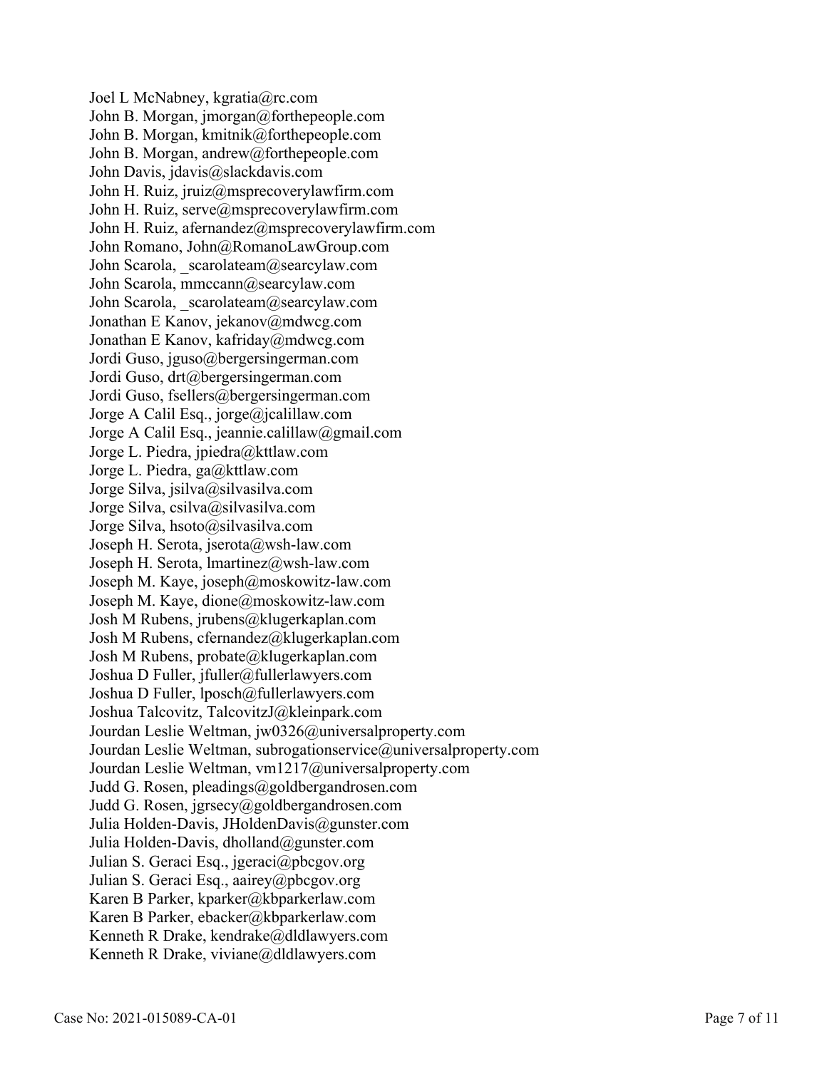Joel L McNabney, kgratia@rc.com
John B. Morgan, jmorgan@forthepeople.com
John B. Morgan, kmitnik@forthepeople.com
John B. Morgan, andrew@forthepeople.com
John Davis, jdavis@slackdavis.com
John H. Ruiz, jruiz@msprecoverylawfirm.com
John H. Ruiz, serve@msprecoverylawfirm.com
John H. Ruiz, afernandez@msprecoverylawfirm.com
John Romano, John@RomanoLawGroup.com
John Scarola, _scarolateam@searcylaw.com
John Scarola, mmccann@searcylaw.com
John Scarola, _scarolateam@searcylaw.com
Jonathan E Kanov, jekanov@mdwcg.com
Jonathan E Kanov, kafriday@mdwcg.com
Jordi Guso, jguso@bergersingerman.com
Jordi Guso, drt@bergersingerman.com
Jordi Guso, fsellers@bergersingerman.com
Jorge A Calil Esq., jorge@jcalillaw.com
Jorge A Calil Esq., jeannie.calillaw@gmail.com
Jorge L. Piedra, jpiedra@kttlaw.com
Jorge L. Piedra, ga@kttlaw.com
Jorge Silva, jsilva@silvasilva.com
Jorge Silva, csilva@silvasilva.com
Jorge Silva, hsoto@silvasilva.com
Joseph H. Serota, jserota@wsh-law.com
Joseph H. Serota, lmartinez@wsh-law.com
Joseph M. Kaye, joseph@moskowitz-law.com
Joseph M. Kaye, dione@moskowitz-law.com
Josh M Rubens, jrubens@klugerkaplan.com
Josh M Rubens, cfernandez@klugerkaplan.com
Josh M Rubens, probate@klugerkaplan.com
Joshua D Fuller, jfuller@fullerlawyers.com
Joshua D Fuller, lposch@fullerlawyers.com
Joshua Talcovitz, TalcovitzJ@kleinpark.com
Jourdan Leslie Weltman, jw0326@universalproperty.com
Jourdan Leslie Weltman, subrogationservice@universalproperty.com
Jourdan Leslie Weltman, vm1217@universalproperty.com
Judd G. Rosen, pleadings@goldbergandrosen.com
Judd G. Rosen, jgrsecy@goldbergandrosen.com
Julia Holden-Davis, JHoldenDavis@gunster.com
Julia Holden-Davis, dholland@gunster.com
Julian S. Geraci Esq., jgeraci@pbcgov.org
Julian S. Geraci Esq., aairey@pbcgov.org
Karen B Parker, kparker@kbparkerlaw.com
Karen B Parker, ebacker@kbparkerlaw.com
Kenneth R Drake, kendrake@dldlawyers.com
Kenneth R Drake, viviane@dldlawyers.com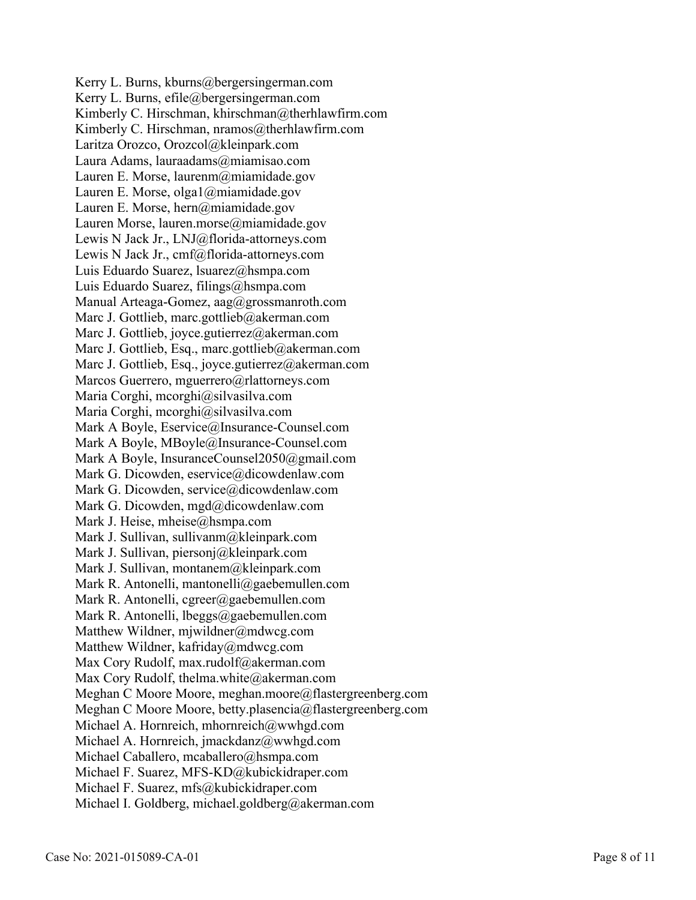Kerry L. Burns, kburns@bergersingerman.com
Kerry L. Burns, efile@bergersingerman.com
Kimberly C. Hirschman, khirschman@therhlawfirm.com
Kimberly C. Hirschman, nramos@therhlawfirm.com
Laritza Orozco, Orozcol@kleinpark.com
Laura Adams, lauraadams@miamisao.com
Lauren E. Morse, laurenm@miamidade.gov
Lauren E. Morse, olga1@miamidade.gov
Lauren E. Morse, hern@miamidade.gov
Lauren Morse, lauren.morse@miamidade.gov
Lewis N Jack Jr., LNJ@florida-attorneys.com
Lewis N Jack Jr., cmf@florida-attorneys.com
Luis Eduardo Suarez, lsuarez@hsmpa.com
Luis Eduardo Suarez, filings@hsmpa.com
Manual Arteaga-Gomez, aag@grossmanroth.com
Marc J. Gottlieb, marc.gottlieb@akerman.com
Marc J. Gottlieb, joyce.gutierrez@akerman.com
Marc J. Gottlieb, Esq., marc.gottlieb@akerman.com
Marc J. Gottlieb, Esq., joyce.gutierrez@akerman.com
Marcos Guerrero, mguerrero@rlattorneys.com
Maria Corghi, mcorghi@silvasilva.com
Maria Corghi, mcorghi@silvasilva.com
Mark A Boyle, Eservice@Insurance-Counsel.com
Mark A Boyle, MBoyle@Insurance-Counsel.com
Mark A Boyle, InsuranceCounsel2050@gmail.com
Mark G. Dicowden, eservice@dicowdenlaw.com
Mark G. Dicowden, service@dicowdenlaw.com
Mark G. Dicowden, mgd@dicowdenlaw.com
Mark J. Heise, mheise@hsmpa.com
Mark J. Sullivan, sullivanm@kleinpark.com
Mark J. Sullivan, piersonj@kleinpark.com
Mark J. Sullivan, montanem@kleinpark.com
Mark R. Antonelli, mantonelli@gaebemullen.com
Mark R. Antonelli, cgreer@gaebemullen.com
Mark R. Antonelli, lbeggs@gaebemullen.com
Matthew Wildner, mjwildner@mdwcg.com
Matthew Wildner, kafriday@mdwcg.com
Max Cory Rudolf, max.rudolf@akerman.com
Max Cory Rudolf, thelma.white@akerman.com
Meghan C Moore Moore, meghan.moore@flastergreenberg.com
Meghan C Moore Moore, betty.plasencia@flastergreenberg.com
Michael A. Hornreich, mhornreich@wwhgd.com
Michael A. Hornreich, jmackdanz@wwhgd.com
Michael Caballero, mcaballero@hsmpa.com
Michael F. Suarez, MFS-KD@kubickidraper.com
Michael F. Suarez, mfs@kubickidraper.com
Michael I. Goldberg, michael.goldberg@akerman.com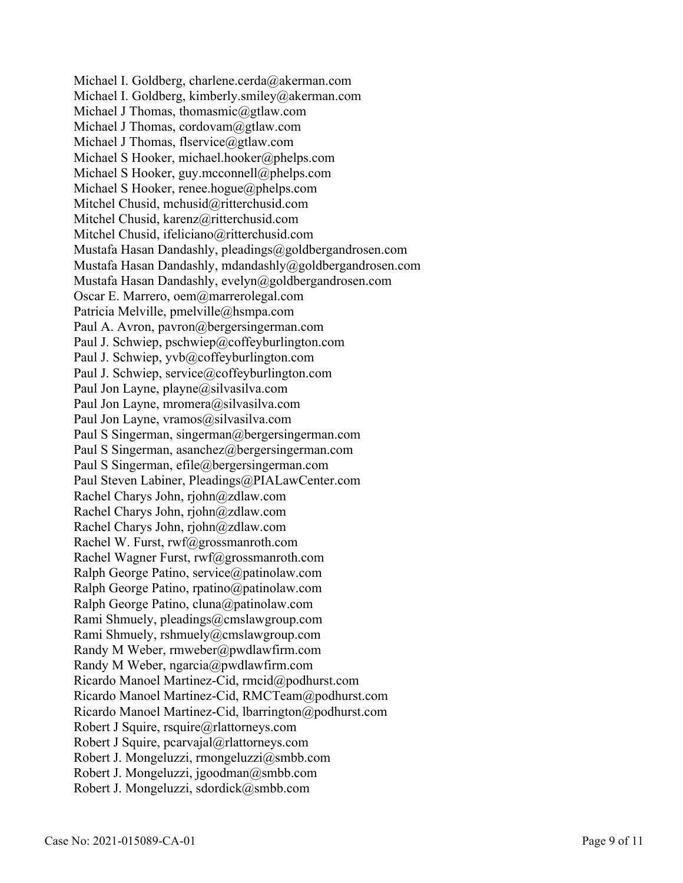Michael I. Goldberg, charlene.cerda@akerman.com
Michael I. Goldberg, kimberly.smiley@akerman.com
Michael J Thomas, thomasmic@gtlaw.com
Michael J Thomas, cordovam@gtlaw.com
Michael J Thomas, flservice@gtlaw.com
Michael S Hooker, michael.hooker@phelps.com
Michael S Hooker, guy.mcconnell@phelps.com
Michael S Hooker, renee.hogue@phelps.com
Mitchel Chusid, mchusid@ritterchusid.com
Mitchel Chusid, karenz@ritterchusid.com
Mitchel Chusid, ifeliciano@ritterchusid.com
Mustafa Hasan Dandashly, pleadings@goldbergandrosen.com
Mustafa Hasan Dandashly, mdandashly@goldbergandrosen.com
Mustafa Hasan Dandashly, evelyn@goldbergandrosen.com
Oscar E. Marrero, oem@marrerolegal.com
Patricia Melville, pmelville@hsmpa.com
Paul A. Avron, pavron@bergersingerman.com
Paul J. Schwiep, pschwiep@coffeyburlington.com
Paul J. Schwiep, yvb@coffeyburlington.com
Paul J. Schwiep, service@coffeyburlington.com
Paul Jon Layne, playne@silvasilva.com
Paul Jon Layne, mromera@silvasilva.com
Paul Jon Layne, vramos@silvasilva.com
Paul S Singerman, singerman@bergersingerman.com
Paul S Singerman, asanchez@bergersingerman.com
Paul S Singerman, efile@bergersingerman.com
Paul Steven Labiner, Pleadings@PIALawCenter.com
Rachel Charys John, rjohn@zdlaw.com
Rachel Charys John, rjohn@zdlaw.com
Rachel Charys John, rjohn@zdlaw.com
Rachel W. Furst, rwf@grossmanroth.com
Rachel Wagner Furst, rwf@grossmanroth.com
Ralph George Patino, service@patinolaw.com
Ralph George Patino, rpatino@patinolaw.com
Ralph George Patino, cluna@patinolaw.com
Rami Shmuely, pleadings@cmslawgroup.com
Rami Shmuely, rshmuely@cmslawgroup.com
Randy M Weber, rmweber@pwdlawfirm.com
Randy M Weber, ngarcia@pwdlawfirm.com
Ricardo Manoel Martinez-Cid, rmcid@podhurst.com
Ricardo Manoel Martinez-Cid, RMCTeam@podhurst.com
Ricardo Manoel Martinez-Cid, lbarrington@podhurst.com
Robert J Squire, rsquire@rlattorneys.com
Robert J Squire, pcarvajal@rlattorneys.com
Robert J. Mongeluzzi, rmongeluzzi@smbb.com
Robert J. Mongeluzzi, jgoodman@smbb.com
Robert J. Mongeluzzi, sdordick@smbb.com

Case No: 2021-015089-CA-01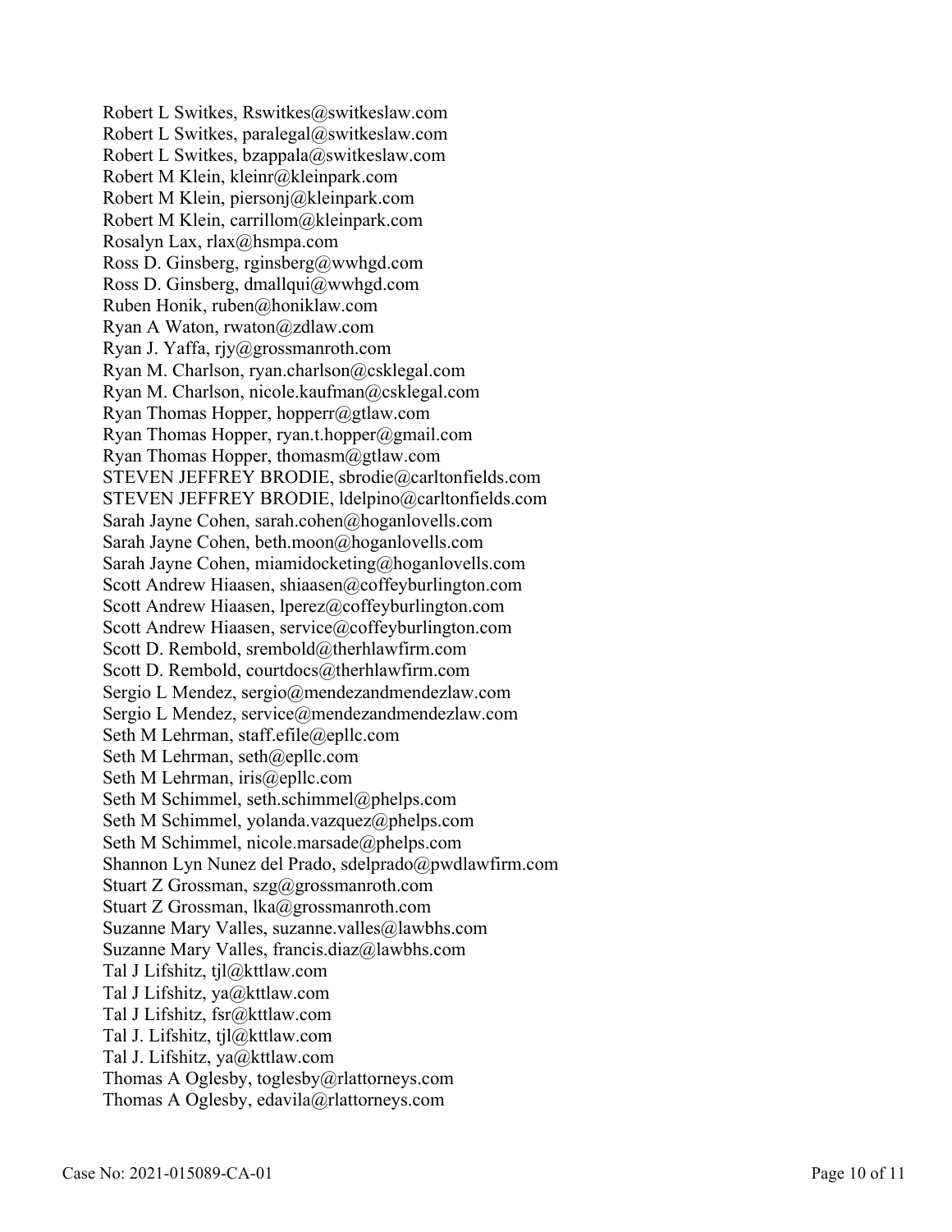Robert L Switkes, Rswitkes@switkeslaw.com
Robert L Switkes, paralegal@switkeslaw.com
Robert L Switkes, bzappala@switkeslaw.com
Robert M Klein, kleinr@kleinpark.com
Robert M Klein, piersonj@kleinpark.com
Robert M Klein, carrillom@kleinpark.com
Rosalyn Lax, rlax@hsmpa.com
Ross D. Ginsberg, rginsberg@wwhgd.com
Ross D. Ginsberg, dmallqui@wwhgd.com
Ruben Honik, ruben@honiklaw.com
Ryan A Waton, rwaton@zdlaw.com
Ryan J. Yaffa, rjy@grossmanroth.com
Ryan M. Charlson, ryan.charlson@csklegal.com
Ryan M. Charlson, nicole.kaufman@csklegal.com
Ryan Thomas Hopper, hopperr@gtlaw.com
Ryan Thomas Hopper, ryan.t.hopper@gmail.com
Ryan Thomas Hopper, thomasm@gtlaw.com
STEVEN JEFFREY BRODIE, sbrodie@carltonfields.com
STEVEN JEFFREY BRODIE, ldelpino@carltonfields.com
Sarah Jayne Cohen, sarah.cohen@hoganlovells.com
Sarah Jayne Cohen, beth.moon@hoganlovells.com
Sarah Jayne Cohen, miamidocketing@hoganlovells.com
Scott Andrew Hiaasen, shiaasen@coffeyburlington.com
Scott Andrew Hiaasen, lperez@coffeyburlington.com
Scott Andrew Hiaasen, service@coffeyburlington.com
Scott D. Rembold, srembold@therhlawfirm.com
Scott D. Rembold, courtdocs@therhlawfirm.com
Sergio L Mendez, sergio@mendezandmendezlaw.com
Sergio L Mendez, service@mendezandmendezlaw.com
Seth M Lehrman, staff.efile@epllc.com
Seth M Lehrman, seth@epllc.com
Seth M Lehrman, iris@epllc.com
Seth M Schimmel, seth.schimmel@phelps.com
Seth M Schimmel, yolanda.vazquez@phelps.com
Seth M Schimmel, nicole.marsade@phelps.com
Shannon Lyn Nunez del Prado, sdelprado@pwdlawfirm.com
Stuart Z Grossman, szg@grossmanroth.com
Stuart Z Grossman, lka@grossmanroth.com
Suzanne Mary Valles, suzanne.valles@lawbhs.com
Suzanne Mary Valles, francis.diaz@lawbhs.com
Tal J Lifshitz, tjl@kttlaw.com
Tal J Lifshitz, ya@kttlaw.com
Tal J Lifshitz, fsr@kttlaw.com
Tal J. Lifshitz, tjl@kttlaw.com
Tal J. Lifshitz, ya@kttlaw.com
Thomas A Oglesby, toglesby@rlattorneys.com
Thomas A Oglesby, edavila@rlattorneys.com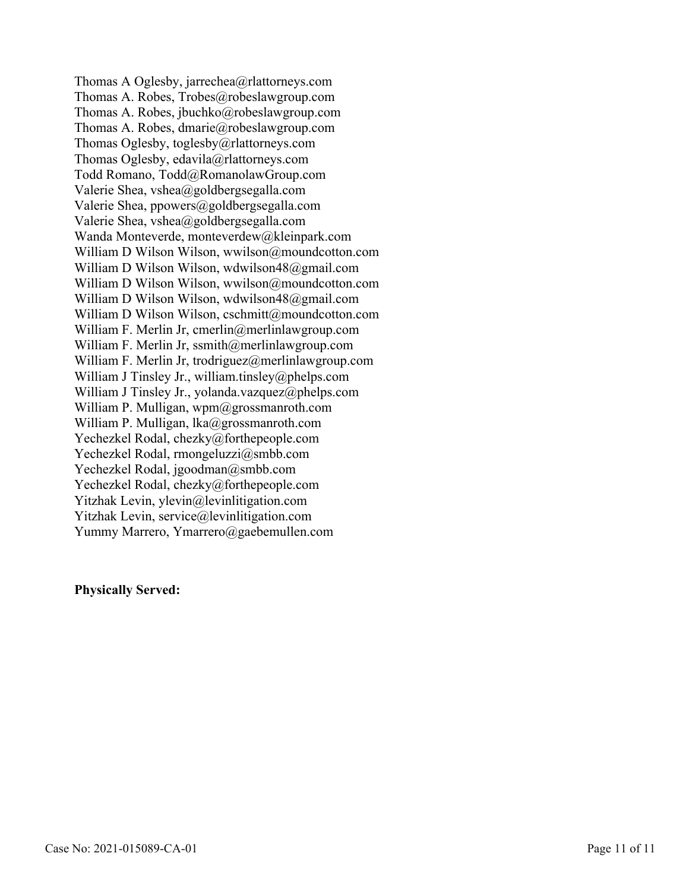Thomas A Oglesby, jarrechea@rlattorneys.com
Thomas A. Robes, Trobes@robeslawgroup.com
Thomas A. Robes, jbuchko@robeslawgroup.com
Thomas A. Robes, dmarie@robeslawgroup.com
Thomas Oglesby, toglesby@rlattorneys.com
Thomas Oglesby, edavila@rlattorneys.com
Todd Romano, Todd@RomanolawGroup.com
Valerie Shea, vshea@goldbergsegalla.com
Valerie Shea, ppowers@goldbergsegalla.com
Valerie Shea, vshea@goldbergsegalla.com
Wanda Monteverde, monteverdew@kleinpark.com
William D Wilson Wilson, wwilson@moundcotton.com
William D Wilson Wilson, wdwilson48@gmail.com
William D Wilson Wilson, wwilson@moundcotton.com
William D Wilson Wilson, wdwilson48@gmail.com
William D Wilson Wilson, cschmitt@moundcotton.com
William F. Merlin Jr, cmerlin@merlinlawgroup.com
William F. Merlin Jr, ssmith@merlinlawgroup.com
William F. Merlin Jr, trodriguez@merlinlawgroup.com
William J Tinsley Jr., william.tinsley@phelps.com
William J Tinsley Jr., yolanda.vazquez@phelps.com
William P. Mulligan, wpm@grossmanroth.com
William P. Mulligan, lka@grossmanroth.com
Yechezkel Rodal, chezky@forthepeople.com
Yechezkel Rodal, rmongeluzzi@smbb.com
Yechezkel Rodal, jgoodman@smbb.com
Yechezkel Rodal, chezky@forthepeople.com
Yitzhak Levin, ylevin@levinlitigation.com
Yitzhak Levin, service@levinlitigation.com
Yummy Marrero, Ymarrero@gaebemullen.com

**Physically Served:**